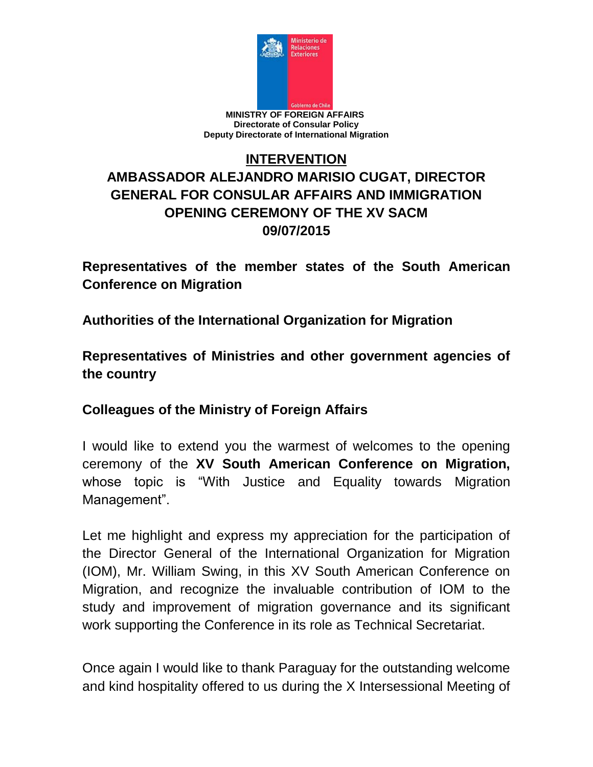MINISTRY OF FOREIGN AFFAIRS
Directorate of Consular Policy
Deputy Directorate of International Migration

# INTERVENTION

## AMBASSADOR ALEJANDRO MARISIO CUGAT, DIRECTOR GENERAL FOR CONSULAR AFFAIRS AND IMMIGRATION OPENING CEREMONY OF THE XV SACM 09/07/2015

**Representatives of the member states of the South American Conference on Migration**

**Authorities of the International Organization for Migration**

**Representatives of Ministries and other government agencies of the country**

**Colleagues of the Ministry of Foreign Affairs**

I would like to extend you the warmest of welcomes to the opening ceremony of the **XV South American Conference on Migration,** whose topic is "With Justice and Equality towards Migration Management".

Let me highlight and express my appreciation for the participation of the Director General of the International Organization for Migration (IOM), Mr. William Swing, in this XV South American Conference on Migration, and recognize the invaluable contribution of IOM to the study and improvement of migration governance and its significant work supporting the Conference in its role as Technical Secretariat.

Once again I would like to thank Paraguay for the outstanding welcome and kind hospitality offered to us during the X Intersessional Meeting of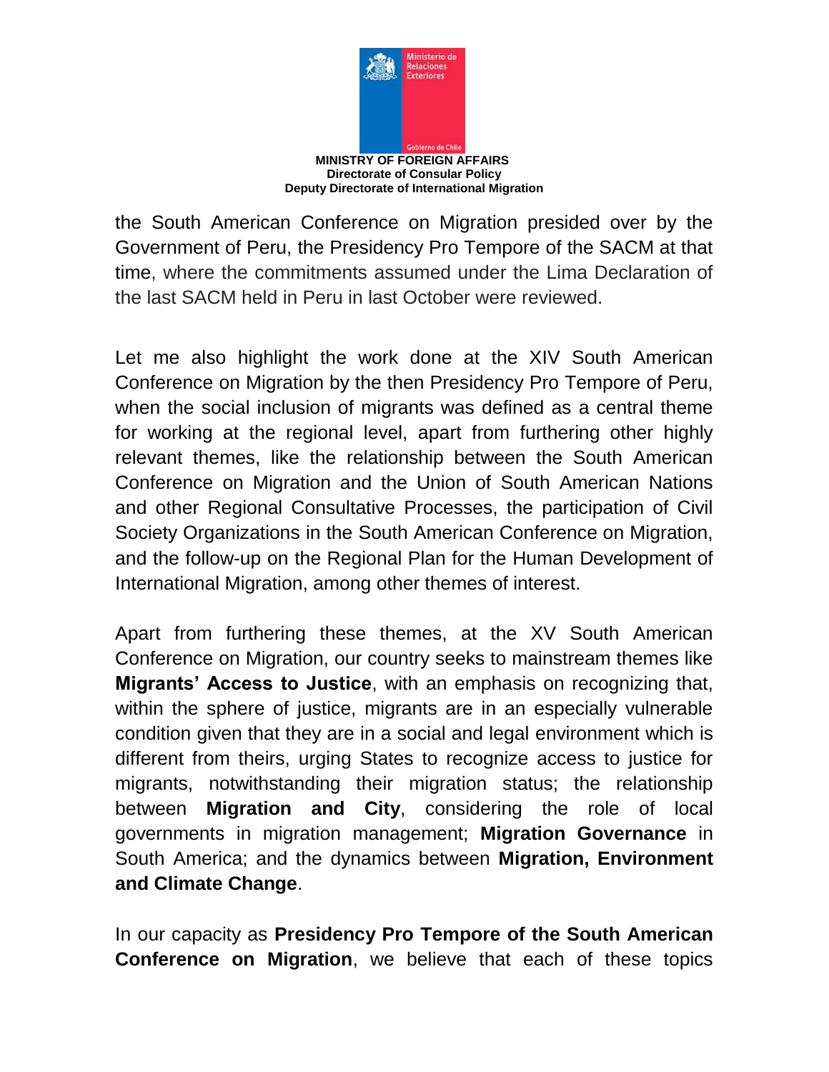the South American Conference on Migration presided over by the Government of Peru, the Presidency Pro Tempore of the SACM at that time, where the commitments assumed under the Lima Declaration of the last SACM held in Peru in last October were reviewed.

Let me also highlight the work done at the XIV South American Conference on Migration by the then Presidency Pro Tempore of Peru, when the social inclusion of migrants was defined as a central theme for working at the regional level, apart from furthering other highly relevant themes, like the relationship between the South American Conference on Migration and the Union of South American Nations and other Regional Consultative Processes, the participation of Civil Society Organizations in the South American Conference on Migration, and the follow-up on the Regional Plan for the Human Development of International Migration, among other themes of interest.

Apart from furthering these themes, at the XV South American Conference on Migration, our country seeks to mainstream themes like **Migrants' Access to Justice**, with an emphasis on recognizing that, within the sphere of justice, migrants are in an especially vulnerable condition given that they are in a social and legal environment which is different from theirs, urging States to recognize access to justice for migrants, notwithstanding their migration status; the relationship between **Migration and City**, considering the role of local governments in migration management; **Migration Governance** in South America; and the dynamics between **Migration, Environment and Climate Change**.

In our capacity as **Presidency Pro Tempore of the South American Conference on Migration**, we believe that each of these topics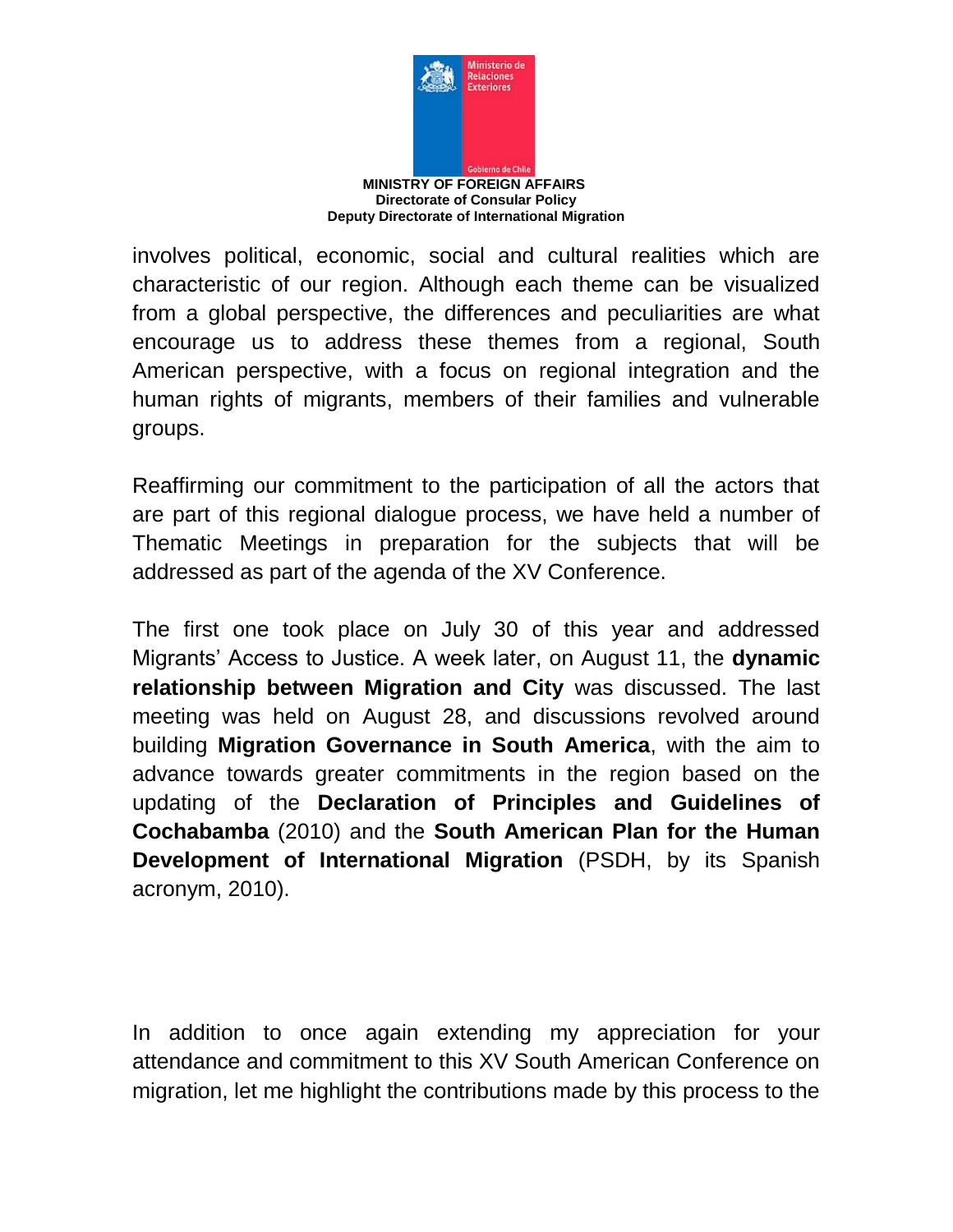involves political, economic, social and cultural realities which are characteristic of our region. Although each theme can be visualized from a global perspective, the differences and peculiarities are what encourage us to address these themes from a regional, South American perspective, with a focus on regional integration and the human rights of migrants, members of their families and vulnerable groups.

Reaffirming our commitment to the participation of all the actors that are part of this regional dialogue process, we have held a number of Thematic Meetings in preparation for the subjects that will be addressed as part of the agenda of the XV Conference.

The first one took place on July 30 of this year and addressed Migrants' Access to Justice. A week later, on August 11, the **dynamic relationship between Migration and City** was discussed. The last meeting was held on August 28, and discussions revolved around building **Migration Governance in South America**, with the aim to advance towards greater commitments in the region based on the updating of the **Declaration of Principles and Guidelines of Cochabamba** (2010) and the **South American Plan for the Human Development of International Migration** (PSDH, by its Spanish acronym, 2010).

In addition to once again extending my appreciation for your attendance and commitment to this XV South American Conference on migration, let me highlight the contributions made by this process to the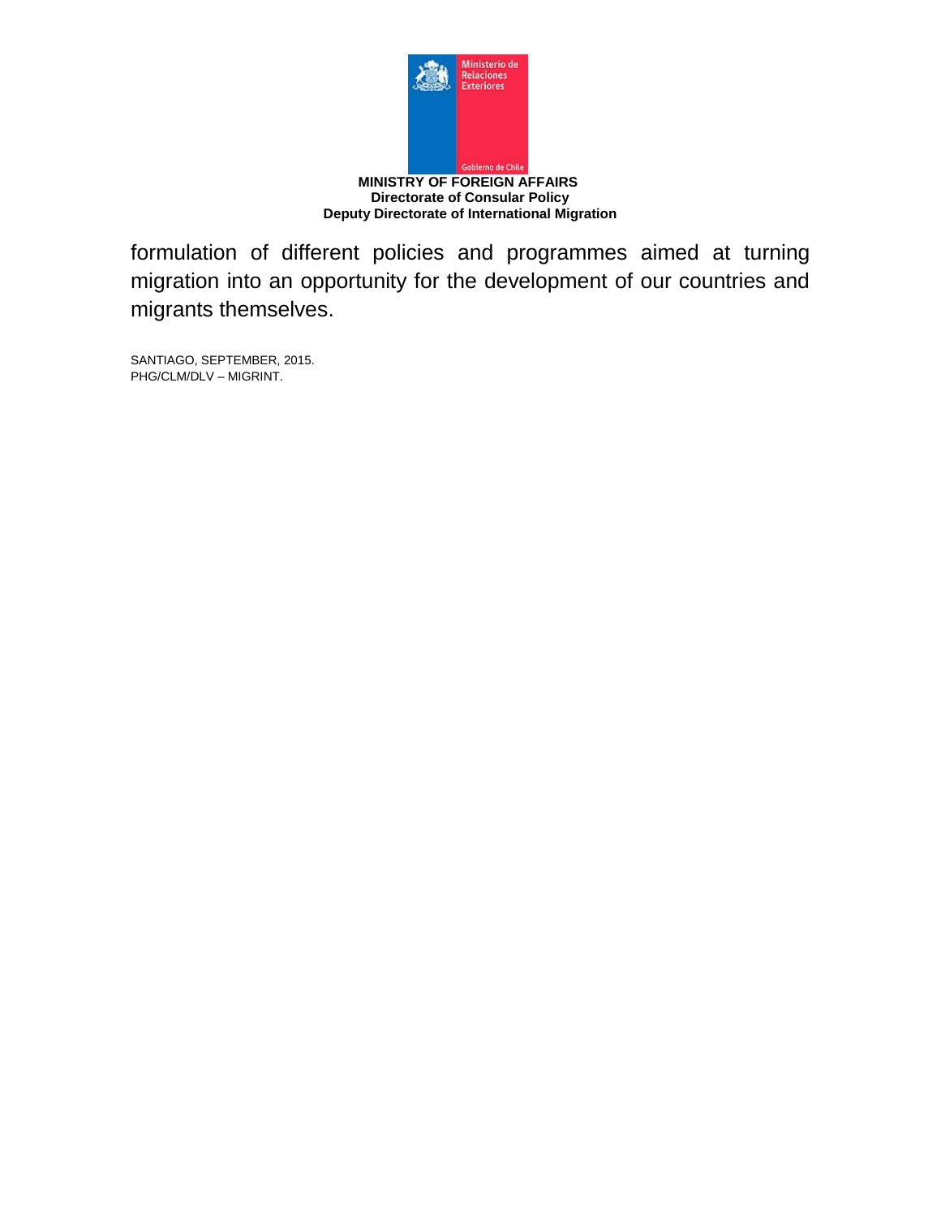formulation of different policies and programmes aimed at turning migration into an opportunity for the development of our countries and migrants themselves.

SANTIAGO, SEPTEMBER, 2015.
PHG/CLM/DLV – MIGRINT.